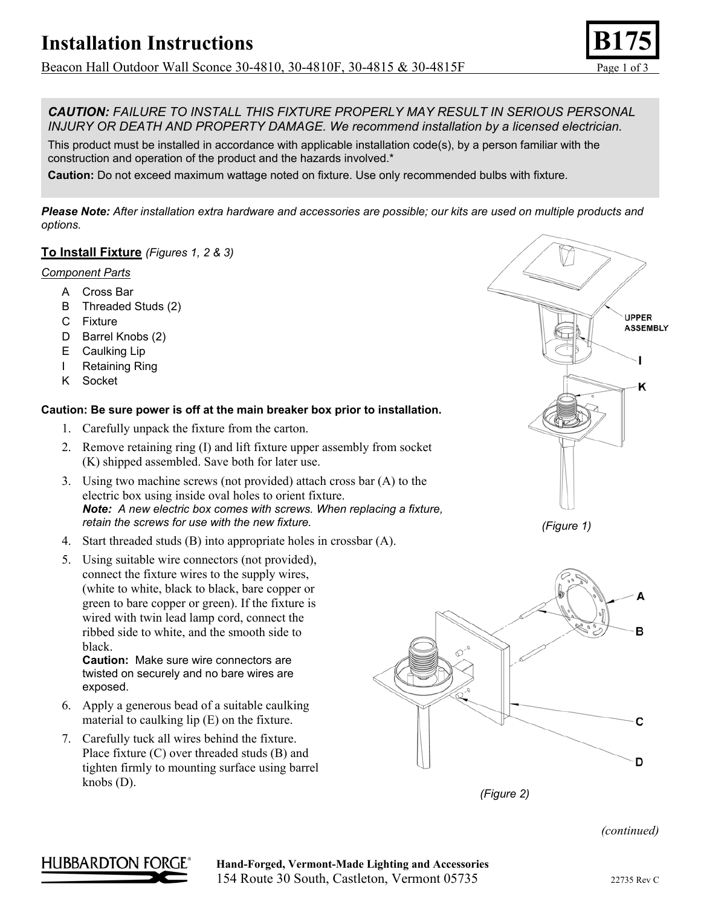# Installation Instructions

**B175**

Beacon Hall Outdoor Wall Sconce 30-4810, 30-4810F, 30-4815 & 30-4815F

***CAUTION:** FAILURE TO INSTALL THIS FIXTURE PROPERLY MAY RESULT IN SERIOUS PERSONAL INJURY OR DEATH AND PROPERTY DAMAGE. We recommend installation by a licensed electrician.*

This product must be installed in accordance with applicable installation code(s), by a person familiar with the construction and operation of the product and the hazards involved.*

**Caution:** Do not exceed maximum wattage noted on fixture. Use only recommended bulbs with fixture.

***Please Note:** After installation extra hardware and accessories are possible; our kits are used on multiple products and options.*

## To Install Fixture *(Figures 1, 2 & 3)*

*Component Parts*

- A Cross Bar
- B Threaded Studs (2)
- C Fixture
- D Barrel Knobs (2)
- E Caulking Lip
- I Retaining Ring
- K Socket

**Caution: Be sure power is off at the main breaker box prior to installation.**

1. Carefully unpack the fixture from the carton.
2. Remove retaining ring (I) and lift fixture upper assembly from socket (K) shipped assembled. Save both for later use.
3. Using two machine screws (not provided) attach cross bar (A) to the electric box using inside oval holes to orient fixture.
   ***Note:** A new electric box comes with screws. When replacing a fixture, retain the screws for use with the new fixture.*
4. Start threaded studs (B) into appropriate holes in crossbar (A).
5. Using suitable wire connectors (not provided), connect the fixture wires to the supply wires, (white to white, black to black, bare copper or green to bare copper or green). If the fixture is wired with twin lead lamp cord, connect the ribbed side to white, and the smooth side to black.
   **Caution:** Make sure wire connectors are twisted on securely and no bare wires are exposed.
6. Apply a generous bead of a suitable caulking material to caulking lip (E) on the fixture.
7. Carefully tuck all wires behind the fixture. Place fixture (C) over threaded studs (B) and tighten firmly to mounting surface using barrel knobs (D).

UPPER ASSEMBLY, I, K

*(Figure 1)*

A, B, C, D

*(Figure 2)*

*(continued)*

HUBBARDTON FORGE®

**Hand-Forged, Vermont-Made Lighting and Accessories**
154 Route 30 South, Castleton, Vermont 05735

22735 Rev C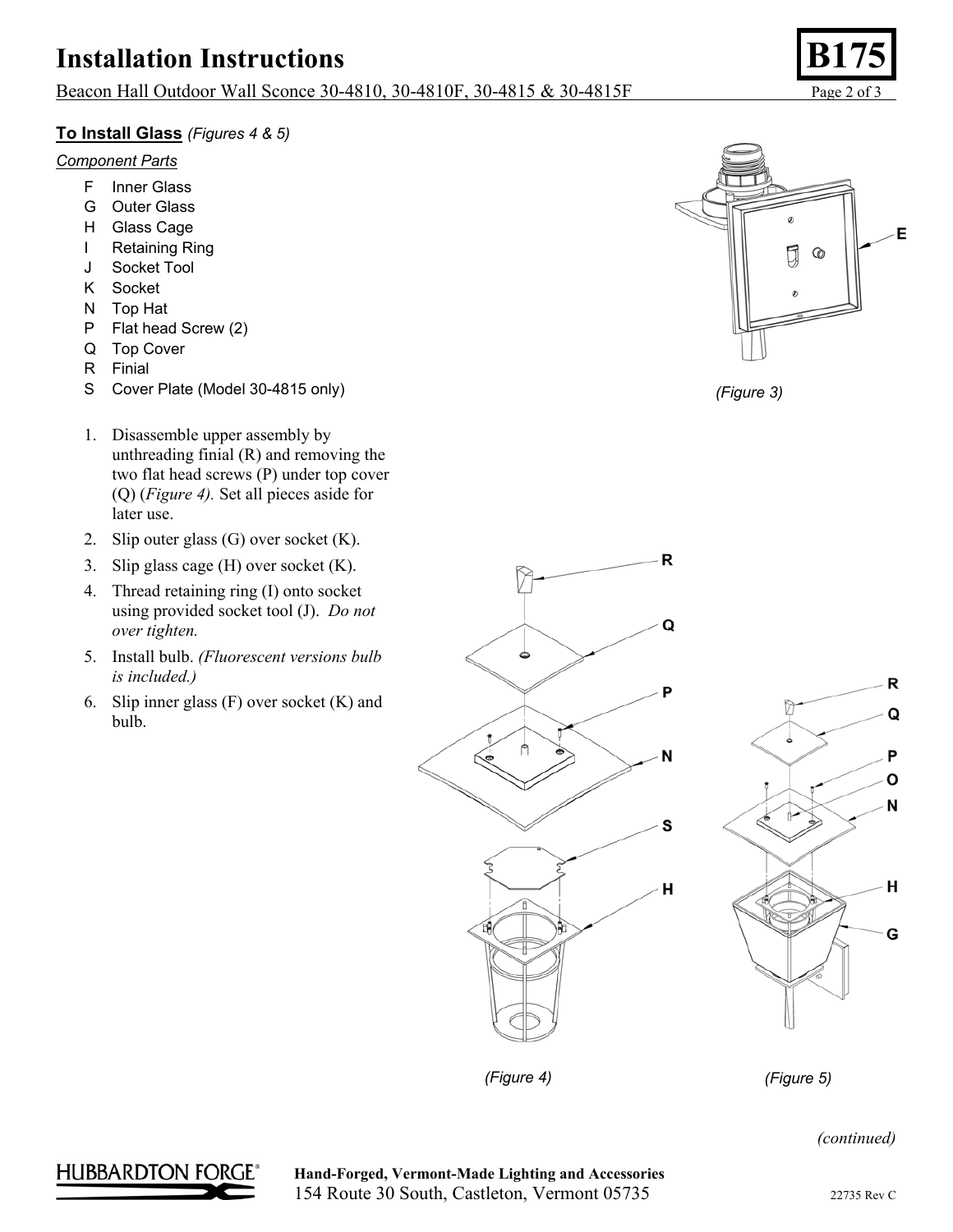## To Install Glass *(Figures 4 & 5)*

*Component Parts*

- F Inner Glass
- G Outer Glass
- H Glass Cage
- I Retaining Ring
- J Socket Tool
- K Socket
- N Top Hat
- P Flat head Screw (2)
- Q Top Cover
- R Finial
- S Cover Plate (Model 30-4815 only)

1. Disassemble upper assembly by unthreading finial (R) and removing the two flat head screws (P) under top cover (Q) (*Figure 4).* Set all pieces aside for later use.
2. Slip outer glass (G) over socket (K).
3. Slip glass cage (H) over socket (K).
4. Thread retaining ring (I) onto socket using provided socket tool (J). *Do not over tighten.*
5. Install bulb. *(Fluorescent versions bulb is included.)*
6. Slip inner glass (F) over socket (K) and bulb.

*(Figure 3)*

*(Figure 4)*

*(Figure 5)*

*(continued)*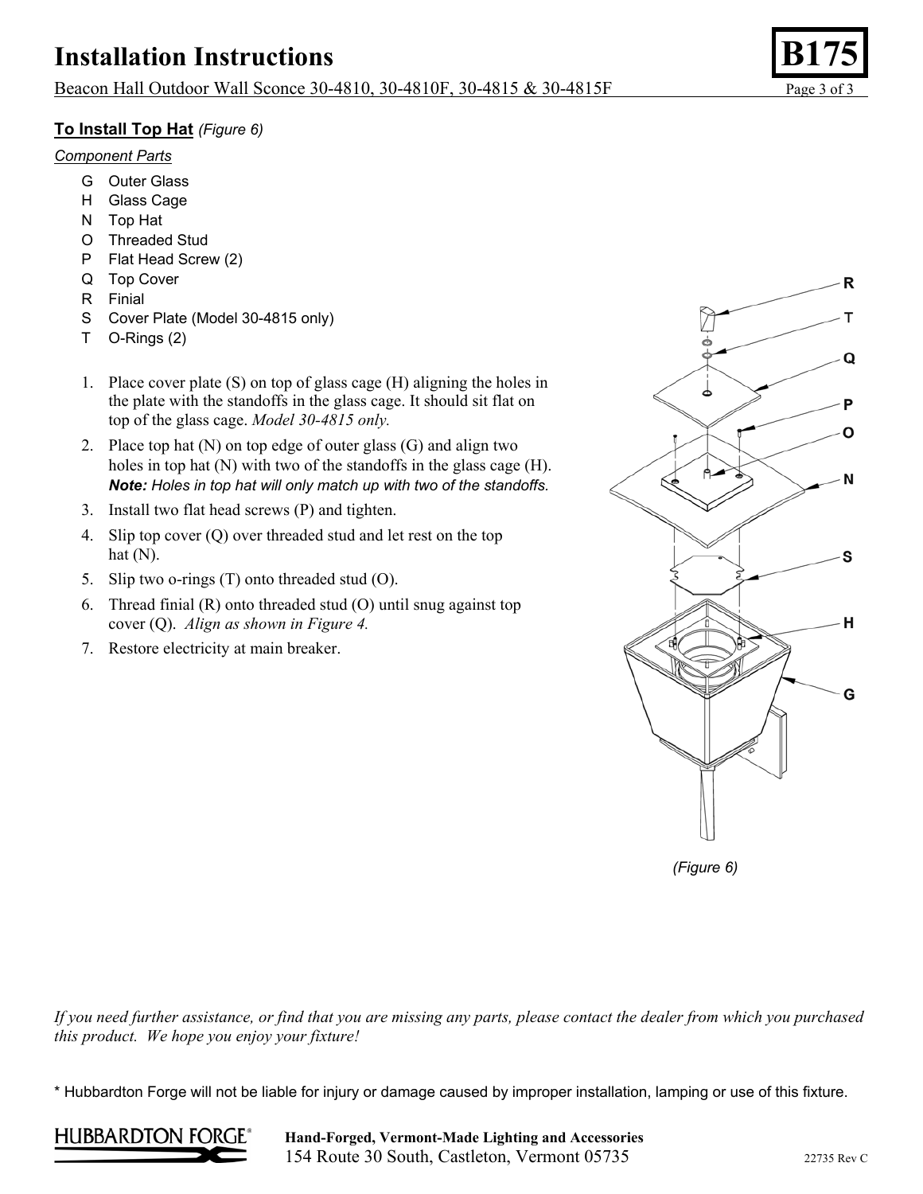# Installation Instructions

**B175**

Beacon Hall Outdoor Wall Sconce 30-4810, 30-4810F, 30-4815 & 30-4815F

## To Install Top Hat *(Figure 6)*

*Component Parts*

- G Outer Glass
- H Glass Cage
- N Top Hat
- O Threaded Stud
- P Flat Head Screw (2)
- Q Top Cover
- R Finial
- S Cover Plate (Model 30-4815 only)
- T O-Rings (2)

1. Place cover plate (S) on top of glass cage (H) aligning the holes in the plate with the standoffs in the glass cage. It should sit flat on top of the glass cage. *Model 30-4815 only.*
2. Place top hat (N) on top edge of outer glass (G) and align two holes in top hat (N) with two of the standoffs in the glass cage (H). ***Note:*** *Holes in top hat will only match up with two of the standoffs.*
3. Install two flat head screws (P) and tighten.
4. Slip top cover (Q) over threaded stud and let rest on the top hat (N).
5. Slip two o-rings (T) onto threaded stud (O).
6. Thread finial (R) onto threaded stud (O) until snug against top cover (Q). *Align as shown in Figure 4.*
7. Restore electricity at main breaker.

R
T
Q
P
O
N
S
H
G

*(Figure 6)*

*If you need further assistance, or find that you are missing any parts, please contact the dealer from which you purchased this product. We hope you enjoy your fixture!*

\* Hubbardton Forge will not be liable for injury or damage caused by improper installation, lamping or use of this fixture.

HUBBARDTON FORGE®

**Hand-Forged, Vermont-Made Lighting and Accessories**
154 Route 30 South, Castleton, Vermont 05735

22735 Rev C